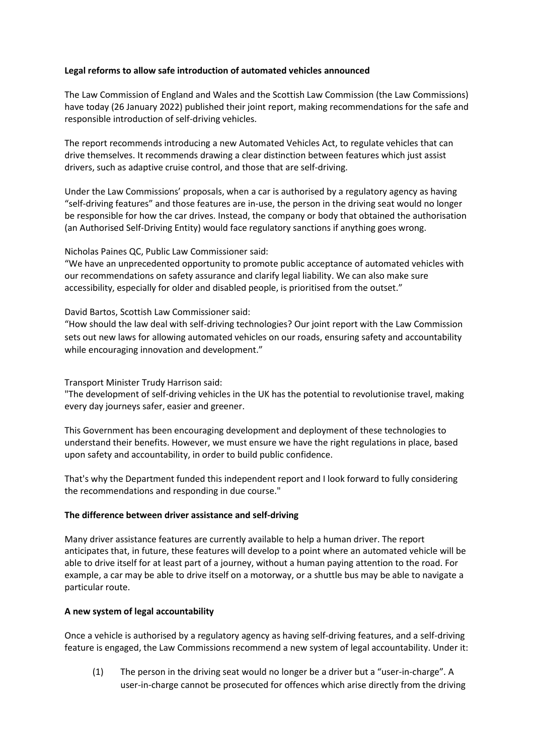**Legal reforms to allow safe introduction of automated vehicles announced**

The Law Commission of England and Wales and the Scottish Law Commission (the Law Commissions) have today (26 January 2022) published their joint report, making recommendations for the safe and responsible introduction of self-driving vehicles.

The report recommends introducing a new Automated Vehicles Act, to regulate vehicles that can drive themselves. It recommends drawing a clear distinction between features which just assist drivers, such as adaptive cruise control, and those that are self-driving.

Under the Law Commissions' proposals, when a car is authorised by a regulatory agency as having "self-driving features" and those features are in-use, the person in the driving seat would no longer be responsible for how the car drives. Instead, the company or body that obtained the authorisation (an Authorised Self-Driving Entity) would face regulatory sanctions if anything goes wrong.

Nicholas Paines QC, Public Law Commissioner said:
"We have an unprecedented opportunity to promote public acceptance of automated vehicles with our recommendations on safety assurance and clarify legal liability. We can also make sure accessibility, especially for older and disabled people, is prioritised from the outset."

David Bartos, Scottish Law Commissioner said:
"How should the law deal with self-driving technologies? Our joint report with the Law Commission sets out new laws for allowing automated vehicles on our roads, ensuring safety and accountability while encouraging innovation and development."

Transport Minister Trudy Harrison said:
"The development of self-driving vehicles in the UK has the potential to revolutionise travel, making every day journeys safer, easier and greener.

This Government has been encouraging development and deployment of these technologies to understand their benefits. However, we must ensure we have the right regulations in place, based upon safety and accountability, in order to build public confidence.

That's why the Department funded this independent report and I look forward to fully considering the recommendations and responding in due course."

**The difference between driver assistance and self-driving**

Many driver assistance features are currently available to help a human driver. The report anticipates that, in future, these features will develop to a point where an automated vehicle will be able to drive itself for at least part of a journey, without a human paying attention to the road. For example, a car may be able to drive itself on a motorway, or a shuttle bus may be able to navigate a particular route.

**A new system of legal accountability**

Once a vehicle is authorised by a regulatory agency as having self-driving features, and a self-driving feature is engaged, the Law Commissions recommend a new system of legal accountability. Under it:

(1) The person in the driving seat would no longer be a driver but a "user-in-charge". A user-in-charge cannot be prosecuted for offences which arise directly from the driving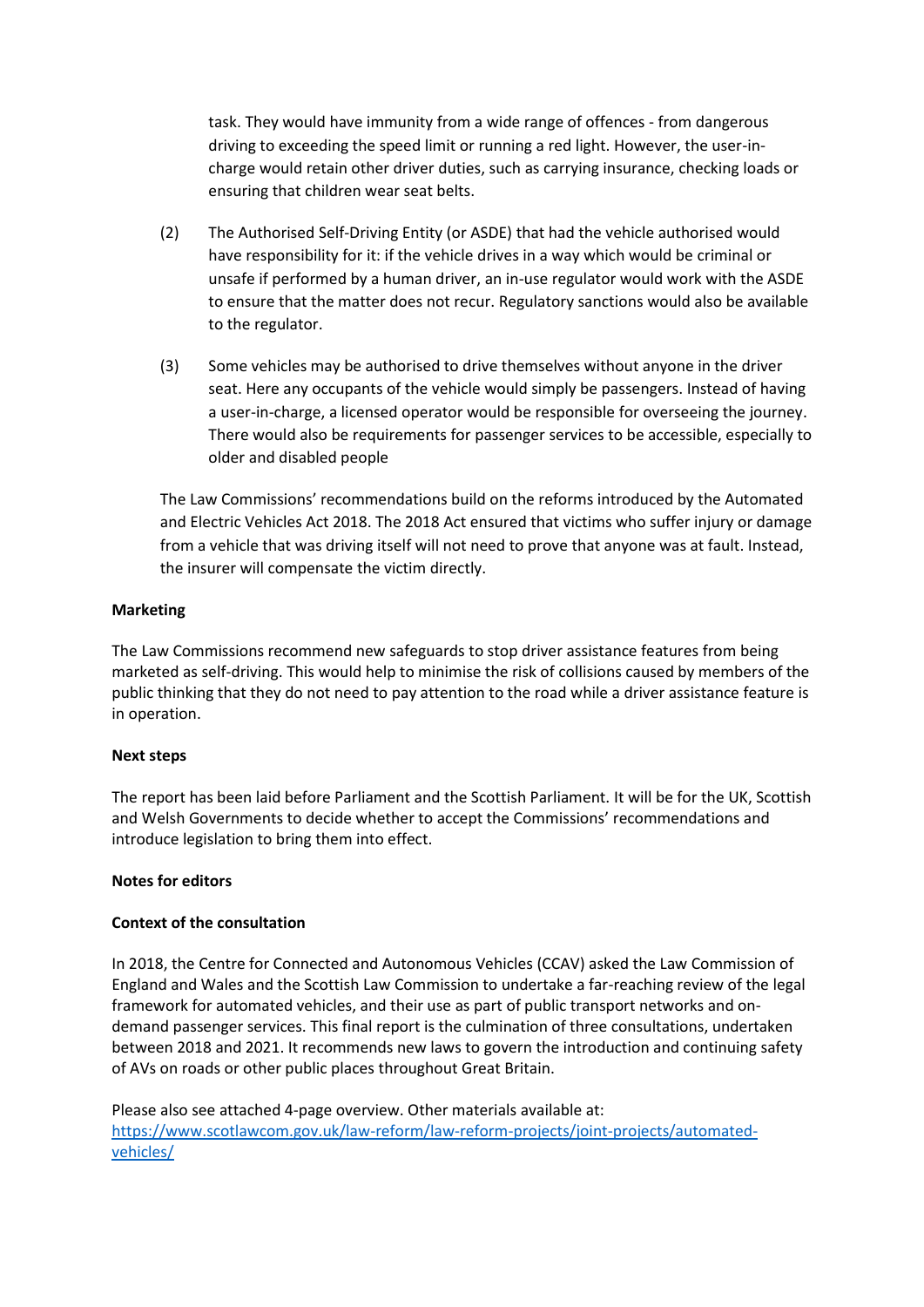task. They would have immunity from a wide range of offences - from dangerous driving to exceeding the speed limit or running a red light. However, the user-in-charge would retain other driver duties, such as carrying insurance, checking loads or ensuring that children wear seat belts.

(2) The Authorised Self-Driving Entity (or ASDE) that had the vehicle authorised would have responsibility for it: if the vehicle drives in a way which would be criminal or unsafe if performed by a human driver, an in-use regulator would work with the ASDE to ensure that the matter does not recur. Regulatory sanctions would also be available to the regulator.

(3) Some vehicles may be authorised to drive themselves without anyone in the driver seat. Here any occupants of the vehicle would simply be passengers. Instead of having a user-in-charge, a licensed operator would be responsible for overseeing the journey. There would also be requirements for passenger services to be accessible, especially to older and disabled people

The Law Commissions' recommendations build on the reforms introduced by the Automated and Electric Vehicles Act 2018. The 2018 Act ensured that victims who suffer injury or damage from a vehicle that was driving itself will not need to prove that anyone was at fault. Instead, the insurer will compensate the victim directly.

**Marketing**

The Law Commissions recommend new safeguards to stop driver assistance features from being marketed as self-driving. This would help to minimise the risk of collisions caused by members of the public thinking that they do not need to pay attention to the road while a driver assistance feature is in operation.

**Next steps**

The report has been laid before Parliament and the Scottish Parliament. It will be for the UK, Scottish and Welsh Governments to decide whether to accept the Commissions' recommendations and introduce legislation to bring them into effect.

**Notes for editors**

**Context of the consultation**

In 2018, the Centre for Connected and Autonomous Vehicles (CCAV) asked the Law Commission of England and Wales and the Scottish Law Commission to undertake a far-reaching review of the legal framework for automated vehicles, and their use as part of public transport networks and on-demand passenger services. This final report is the culmination of three consultations, undertaken between 2018 and 2021. It recommends new laws to govern the introduction and continuing safety of AVs on roads or other public places throughout Great Britain.

Please also see attached 4-page overview. Other materials available at: [https://www.scotlawcom.gov.uk/law-reform/law-reform-projects/joint-projects/automated-vehicles/](https://www.scotlawcom.gov.uk/law-reform/law-reform-projects/joint-projects/automated-vehicles/)